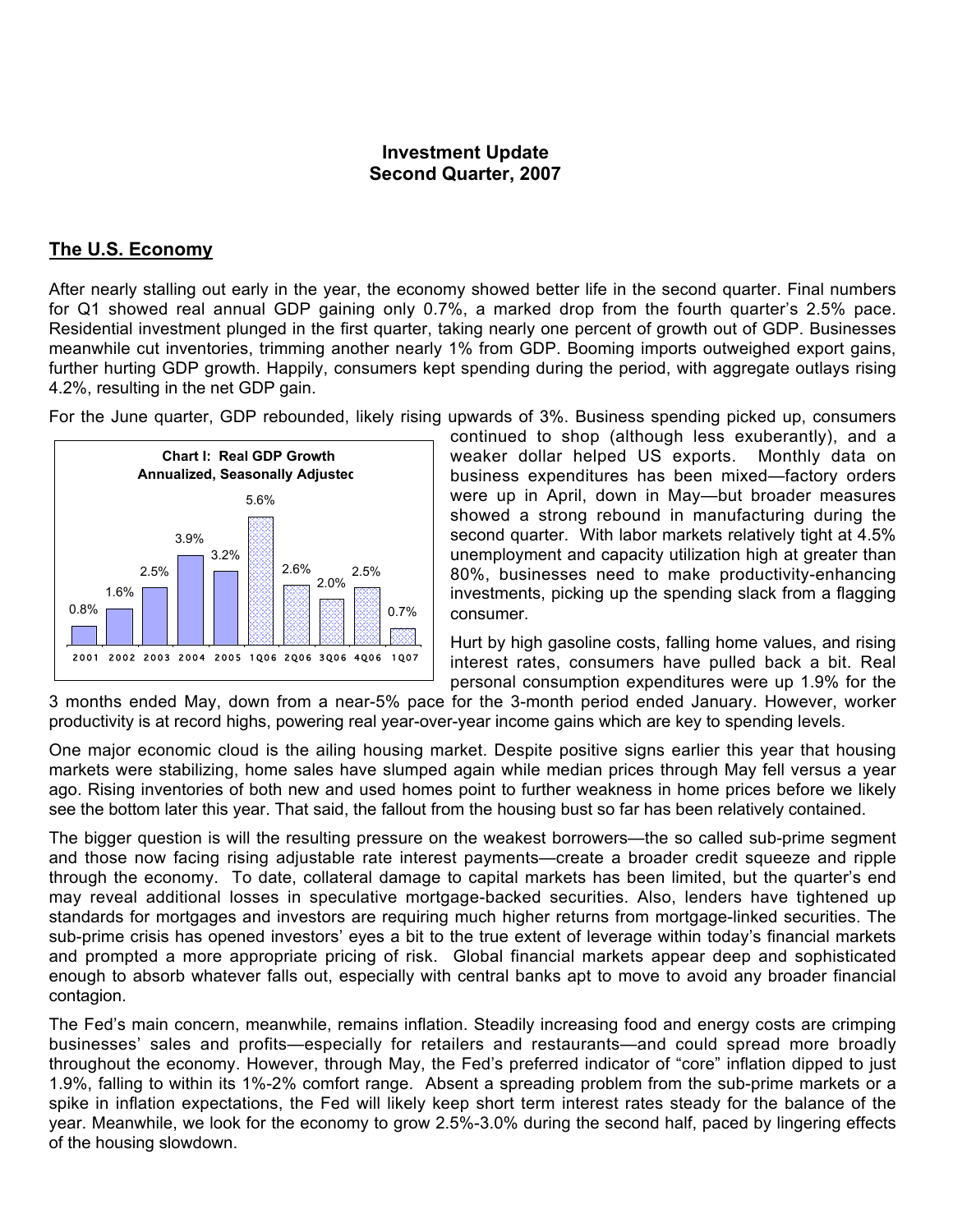# Investment Update
## Second Quarter, 2007

## The U.S. Economy

After nearly stalling out early in the year, the economy showed better life in the second quarter. Final numbers for Q1 showed real annual GDP gaining only 0.7%, a marked drop from the fourth quarter's 2.5% pace. Residential investment plunged in the first quarter, taking nearly one percent of growth out of GDP. Businesses meanwhile cut inventories, trimming another nearly 1% from GDP. Booming imports outweighed export gains, further hurting GDP growth. Happily, consumers kept spending during the period, with aggregate outlays rising 4.2%, resulting in the net GDP gain.

For the June quarter, GDP rebounded, likely rising upwards of 3%. Business spending picked up, consumers continued to shop (although less exuberantly), and a weaker dollar helped US exports. Monthly data on business expenditures has been mixed—factory orders were up in April, down in May—but broader measures showed a strong rebound in manufacturing during the second quarter. With labor markets relatively tight at 4.5% unemployment and capacity utilization high at greater than 80%, businesses need to make productivity-enhancing investments, picking up the spending slack from a flagging consumer.

**Chart I: Real GDP Growth Annualized, Seasonally Adjusted**

| 2001 | 2002 | 2003 | 2004 | 2005 | 1Q06 | 2Q06 | 3Q06 | 4Q06 | 1Q07 |
|---|---|---|---|---|---|---|---|---|---|
| 0.8% | 1.6% | 2.5% | 3.9% | 3.2% | 5.6% | 2.6% | 2.0% | 2.5% | 0.7% |

Hurt by high gasoline costs, falling home values, and rising interest rates, consumers have pulled back a bit. Real personal consumption expenditures were up 1.9% for the 3 months ended May, down from a near-5% pace for the 3-month period ended January. However, worker productivity is at record highs, powering real year-over-year income gains which are key to spending levels.

One major economic cloud is the ailing housing market. Despite positive signs earlier this year that housing markets were stabilizing, home sales have slumped again while median prices through May fell versus a year ago. Rising inventories of both new and used homes point to further weakness in home prices before we likely see the bottom later this year. That said, the fallout from the housing bust so far has been relatively contained.

The bigger question is will the resulting pressure on the weakest borrowers—the so called sub-prime segment and those now facing rising adjustable rate interest payments—create a broader credit squeeze and ripple through the economy. To date, collateral damage to capital markets has been limited, but the quarter's end may reveal additional losses in speculative mortgage-backed securities. Also, lenders have tightened up standards for mortgages and investors are requiring much higher returns from mortgage-linked securities. The sub-prime crisis has opened investors' eyes a bit to the true extent of leverage within today's financial markets and prompted a more appropriate pricing of risk. Global financial markets appear deep and sophisticated enough to absorb whatever falls out, especially with central banks apt to move to avoid any broader financial contagion.

The Fed's main concern, meanwhile, remains inflation. Steadily increasing food and energy costs are crimping businesses' sales and profits—especially for retailers and restaurants—and could spread more broadly throughout the economy. However, through May, the Fed's preferred indicator of "core" inflation dipped to just 1.9%, falling to within its 1%-2% comfort range. Absent a spreading problem from the sub-prime markets or a spike in inflation expectations, the Fed will likely keep short term interest rates steady for the balance of the year. Meanwhile, we look for the economy to grow 2.5%-3.0% during the second half, paced by lingering effects of the housing slowdown.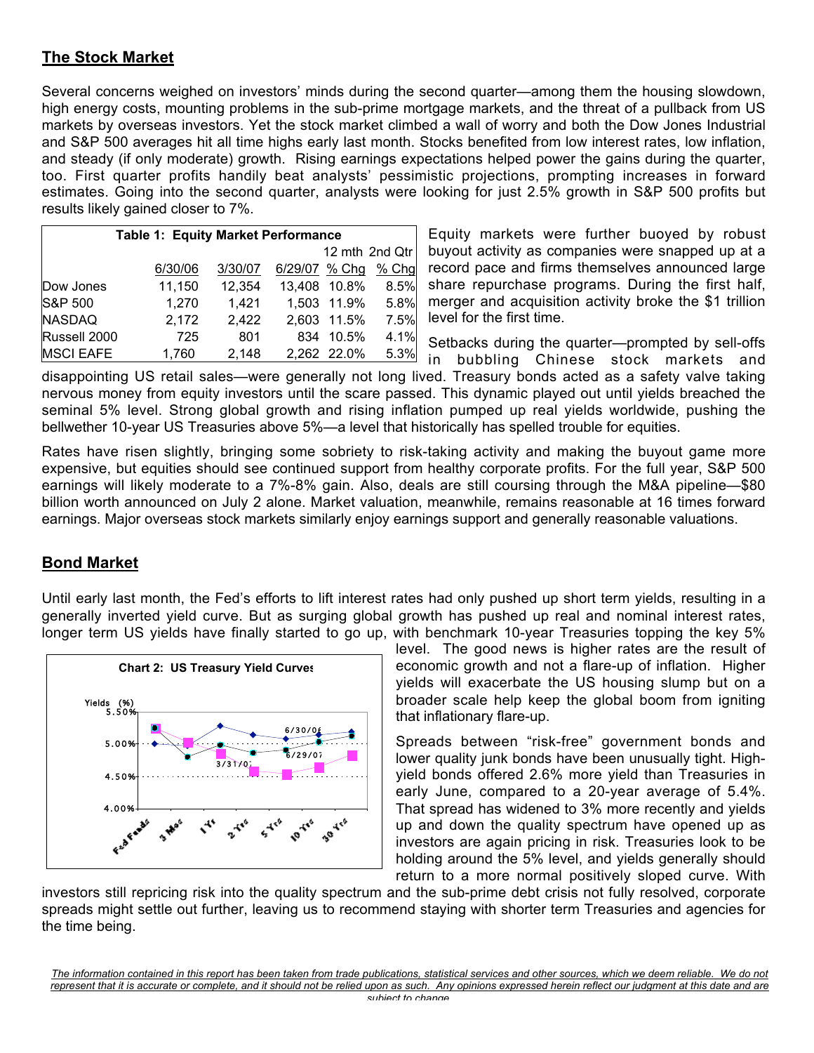## The Stock Market

Several concerns weighed on investors' minds during the second quarter—among them the housing slowdown, high energy costs, mounting problems in the sub-prime mortgage markets, and the threat of a pullback from US markets by overseas investors. Yet the stock market climbed a wall of worry and both the Dow Jones Industrial and S&P 500 averages hit all time highs early last month. Stocks benefited from low interest rates, low inflation, and steady (if only moderate) growth. Rising earnings expectations helped power the gains during the quarter, too. First quarter profits handily beat analysts' pessimistic projections, prompting increases in forward estimates. Going into the second quarter, analysts were looking for just 2.5% growth in S&P 500 profits but results likely gained closer to 7%.

**Table 1: Equity Market Performance**

| | 6/30/06 | 3/30/07 | 6/29/07 | 12 mth % Chg | 2nd Qtr % Chg |
|---|---|---|---|---|---|
| Dow Jones | 11,150 | 12,354 | 13,408 | 10.8% | 8.5% |
| S&P 500 | 1,270 | 1,421 | 1,503 | 11.9% | 5.8% |
| NASDAQ | 2,172 | 2,422 | 2,603 | 11.5% | 7.5% |
| Russell 2000 | 725 | 801 | 834 | 10.5% | 4.1% |
| MSCI EAFE | 1,760 | 2,148 | 2,262 | 22.0% | 5.3% |

Equity markets were further buoyed by robust buyout activity as companies were snapped up at a record pace and firms themselves announced large share repurchase programs. During the first half, merger and acquisition activity broke the $1 trillion level for the first time.

Setbacks during the quarter—prompted by sell-offs in bubbling Chinese stock markets and disappointing US retail sales—were generally not long lived. Treasury bonds acted as a safety valve taking nervous money from equity investors until the scare passed. This dynamic played out until yields breached the seminal 5% level. Strong global growth and rising inflation pumped up real yields worldwide, pushing the bellwether 10-year US Treasuries above 5%—a level that historically has spelled trouble for equities.

Rates have risen slightly, bringing some sobriety to risk-taking activity and making the buyout game more expensive, but equities should see continued support from healthy corporate profits. For the full year, S&P 500 earnings will likely moderate to a 7%-8% gain. Also, deals are still coursing through the M&A pipeline—$80 billion worth announced on July 2 alone. Market valuation, meanwhile, remains reasonable at 16 times forward earnings. Major overseas stock markets similarly enjoy earnings support and generally reasonable valuations.

## Bond Market

Until early last month, the Fed's efforts to lift interest rates had only pushed up short term yields, resulting in a generally inverted yield curve. But as surging global growth has pushed up real and nominal interest rates, longer term US yields have finally started to go up, with benchmark 10-year Treasuries topping the key 5% level. The good news is higher rates are the result of economic growth and not a flare-up of inflation. Higher yields will exacerbate the US housing slump but on a broader scale help keep the global boom from igniting that inflationary flare-up.

Chart 2: US Treasury Yield Curves

Yields (%)

5.50%

5.00%

4.50%

4.00%

6/30/06

3/31/07

6/29/07

Fed Funds
3 Mos
1 Yr
2 Yrs
5 Yrs
10 Yrs
30 Yrs

Spreads between "risk-free" government bonds and lower quality junk bonds have been unusually tight. High-yield bonds offered 2.6% more yield than Treasuries in early June, compared to a 20-year average of 5.4%. That spread has widened to 3% more recently and yields up and down the quality spectrum have opened up as investors are again pricing in risk. Treasuries look to be holding around the 5% level, and yields generally should return to a more normal positively sloped curve. With investors still repricing risk into the quality spectrum and the sub-prime debt crisis not fully resolved, corporate spreads might settle out further, leaving us to recommend staying with shorter term Treasuries and agencies for the time being.

*The information contained in this report has been taken from trade publications, statistical services and other sources, which we deem reliable. We do not represent that it is accurate or complete, and it should not be relied upon as such. Any opinions expressed herein reflect our judgment at this date and are subject to change.*